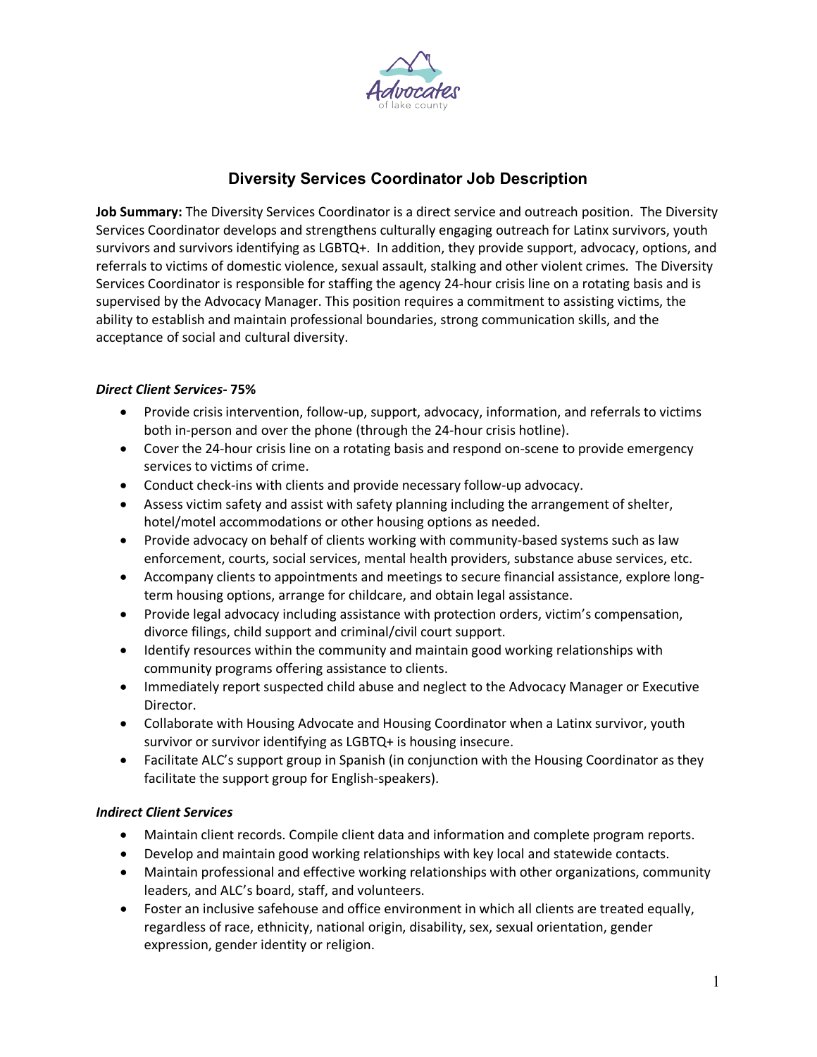# Diversity Services Coordinator Job Description

**Job Summary:** The Diversity Services Coordinator is a direct service and outreach position. The Diversity Services Coordinator develops and strengthens culturally engaging outreach for Latinx survivors, youth survivors and survivors identifying as LGBTQ+. In addition, they provide support, advocacy, options, and referrals to victims of domestic violence, sexual assault, stalking and other violent crimes. The Diversity Services Coordinator is responsible for staffing the agency 24-hour crisis line on a rotating basis and is supervised by the Advocacy Manager. This position requires a commitment to assisting victims, the ability to establish and maintain professional boundaries, strong communication skills, and the acceptance of social and cultural diversity.

### *Direct Client Services-* 75%

- Provide crisis intervention, follow-up, support, advocacy, information, and referrals to victims both in-person and over the phone (through the 24-hour crisis hotline).
- Cover the 24-hour crisis line on a rotating basis and respond on-scene to provide emergency services to victims of crime.
- Conduct check-ins with clients and provide necessary follow-up advocacy.
- Assess victim safety and assist with safety planning including the arrangement of shelter, hotel/motel accommodations or other housing options as needed.
- Provide advocacy on behalf of clients working with community-based systems such as law enforcement, courts, social services, mental health providers, substance abuse services, etc.
- Accompany clients to appointments and meetings to secure financial assistance, explore long-term housing options, arrange for childcare, and obtain legal assistance.
- Provide legal advocacy including assistance with protection orders, victim's compensation, divorce filings, child support and criminal/civil court support.
- Identify resources within the community and maintain good working relationships with community programs offering assistance to clients.
- Immediately report suspected child abuse and neglect to the Advocacy Manager or Executive Director.
- Collaborate with Housing Advocate and Housing Coordinator when a Latinx survivor, youth survivor or survivor identifying as LGBTQ+ is housing insecure.
- Facilitate ALC's support group in Spanish (in conjunction with the Housing Coordinator as they facilitate the support group for English-speakers).

### *Indirect Client Services*

- Maintain client records. Compile client data and information and complete program reports.
- Develop and maintain good working relationships with key local and statewide contacts.
- Maintain professional and effective working relationships with other organizations, community leaders, and ALC's board, staff, and volunteers.
- Foster an inclusive safehouse and office environment in which all clients are treated equally, regardless of race, ethnicity, national origin, disability, sex, sexual orientation, gender expression, gender identity or religion.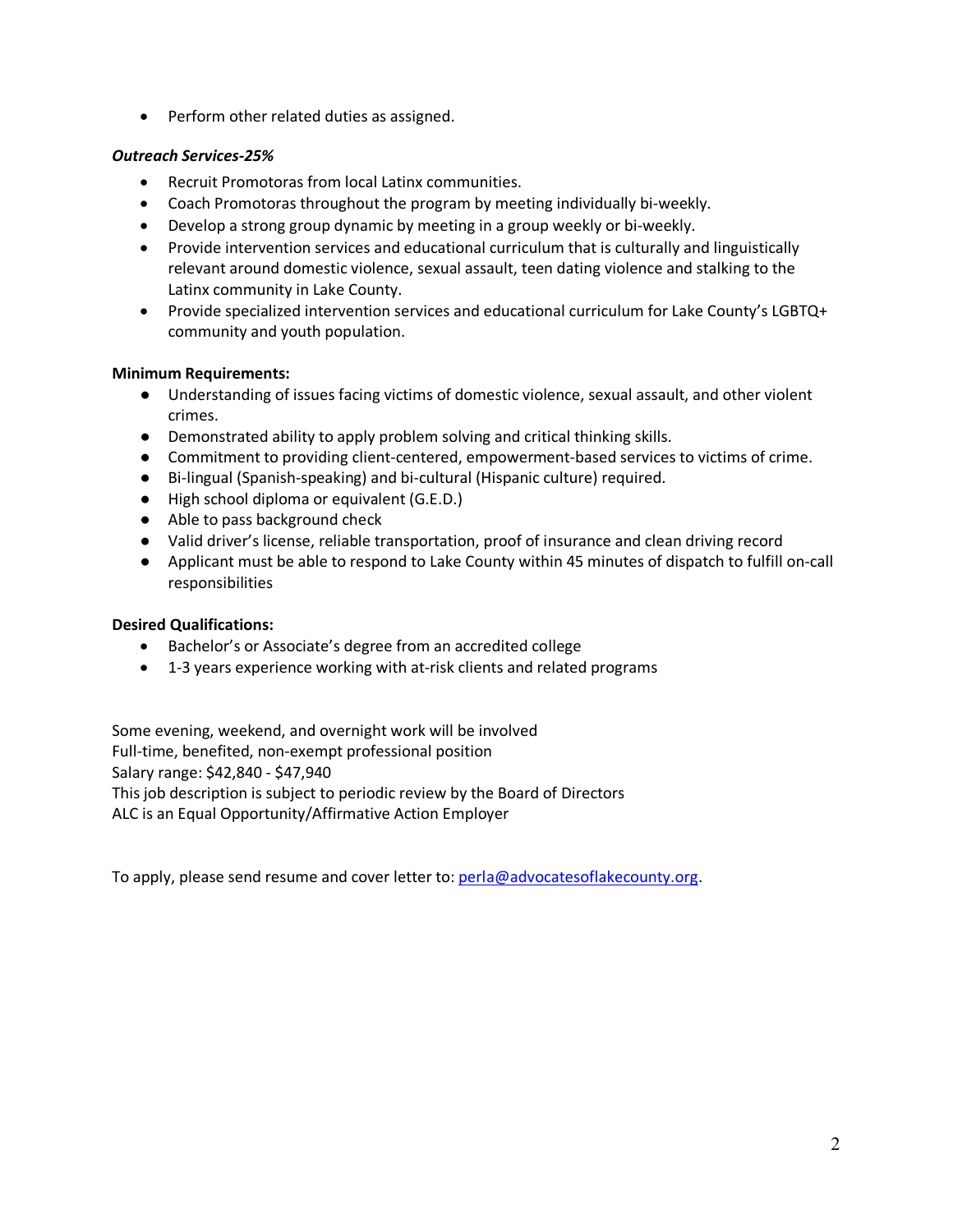- Perform other related duties as assigned.

***Outreach Services-25%***

- Recruit Promotoras from local Latinx communities.
- Coach Promotoras throughout the program by meeting individually bi-weekly.
- Develop a strong group dynamic by meeting in a group weekly or bi-weekly.
- Provide intervention services and educational curriculum that is culturally and linguistically relevant around domestic violence, sexual assault, teen dating violence and stalking to the Latinx community in Lake County.
- Provide specialized intervention services and educational curriculum for Lake County's LGBTQ+ community and youth population.

**Minimum Requirements:**

- Understanding of issues facing victims of domestic violence, sexual assault, and other violent crimes.
- Demonstrated ability to apply problem solving and critical thinking skills.
- Commitment to providing client-centered, empowerment-based services to victims of crime.
- Bi-lingual (Spanish-speaking) and bi-cultural (Hispanic culture) required.
- High school diploma or equivalent (G.E.D.)
- Able to pass background check
- Valid driver's license, reliable transportation, proof of insurance and clean driving record
- Applicant must be able to respond to Lake County within 45 minutes of dispatch to fulfill on-call responsibilities

**Desired Qualifications:**

- Bachelor's or Associate's degree from an accredited college
- 1-3 years experience working with at-risk clients and related programs

Some evening, weekend, and overnight work will be involved
Full-time, benefited, non-exempt professional position
Salary range: $42,840 - $47,940
This job description is subject to periodic review by the Board of Directors
ALC is an Equal Opportunity/Affirmative Action Employer

To apply, please send resume and cover letter to: perla@advocatesoflakecounty.org.